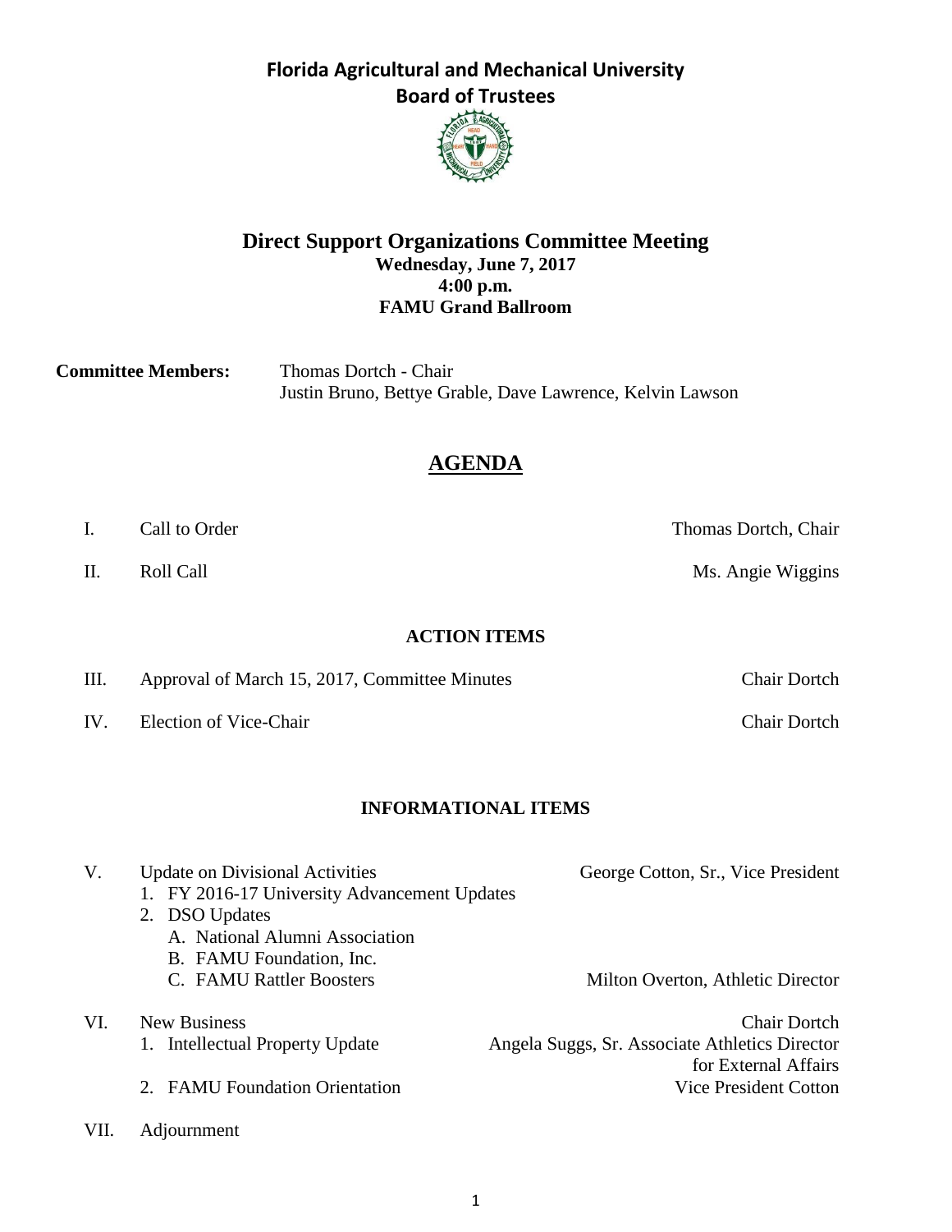# Florida Agricultural and Mechanical University
## Board of Trustees

### Direct Support Organizations Committee Meeting
**Wednesday, June 7, 2017**
**4:00 p.m.**
**FAMU Grand Ballroom**

**Committee Members:** Thomas Dortch - Chair
Justin Bruno, Bettye Grable, Dave Lawrence, Kelvin Lawson

## AGENDA

I. Call to Order — Thomas Dortch, Chair

II. Roll Call — Ms. Angie Wiggins

**ACTION ITEMS**

III. Approval of March 15, 2017, Committee Minutes — Chair Dortch

IV. Election of Vice-Chair — Chair Dortch

**INFORMATIONAL ITEMS**

V. Update on Divisional Activities — George Cotton, Sr., Vice President
1. FY 2016-17 University Advancement Updates
2. DSO Updates
   A. National Alumni Association
   B. FAMU Foundation, Inc.
   C. FAMU Rattler Boosters — Milton Overton, Athletic Director

VI. New Business — Chair Dortch
1. Intellectual Property Update — Angela Suggs, Sr. Associate Athletics Director for External Affairs
2. FAMU Foundation Orientation — Vice President Cotton

VII. Adjournment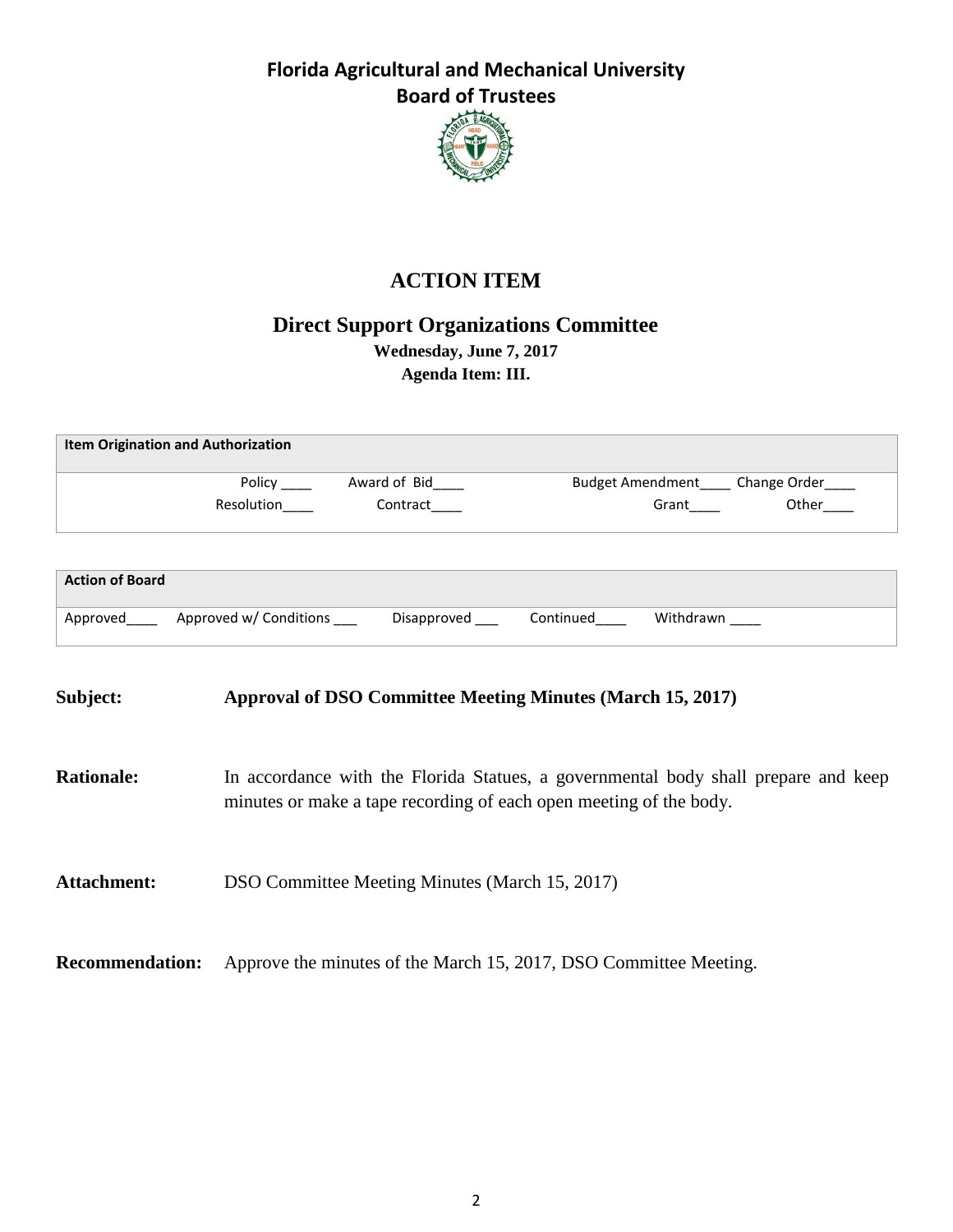# Florida Agricultural and Mechanical University
## Board of Trustees

# ACTION ITEM

## Direct Support Organizations Committee

**Wednesday, June 7, 2017**

**Agenda Item: III.**

| **Item Origination and Authorization** | | | |
|---|---|---|---|
| Policy ____ | Award of Bid____ | Budget Amendment____ | Change Order____ |
| Resolution____ | Contract____ | Grant____ | Other____ |

| **Action of Board** | | | | |
|---|---|---|---|---|
| Approved____ | Approved w/ Conditions ___ | Disapproved ___ | Continued____ | Withdrawn ____ |

**Subject:** **Approval of DSO Committee Meeting Minutes (March 15, 2017)**

**Rationale:** In accordance with the Florida Statues, a governmental body shall prepare and keep minutes or make a tape recording of each open meeting of the body.

**Attachment:** DSO Committee Meeting Minutes (March 15, 2017)

**Recommendation:** Approve the minutes of the March 15, 2017, DSO Committee Meeting.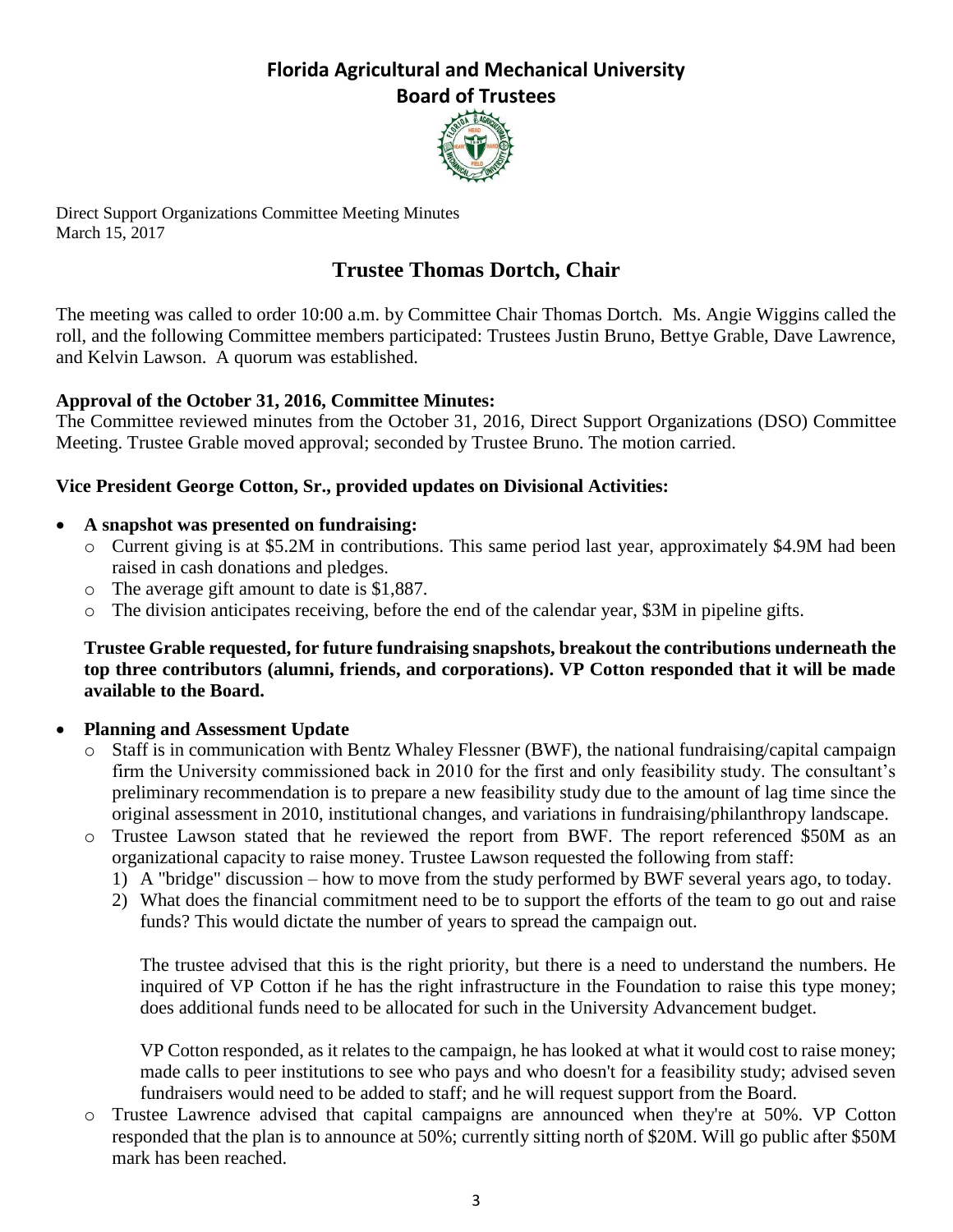# Florida Agricultural and Mechanical University
## Board of Trustees

Direct Support Organizations Committee Meeting Minutes
March 15, 2017

## Trustee Thomas Dortch, Chair

The meeting was called to order 10:00 a.m. by Committee Chair Thomas Dortch. Ms. Angie Wiggins called the roll, and the following Committee members participated: Trustees Justin Bruno, Bettye Grable, Dave Lawrence, and Kelvin Lawson. A quorum was established.

**Approval of the October 31, 2016, Committee Minutes:**
The Committee reviewed minutes from the October 31, 2016, Direct Support Organizations (DSO) Committee Meeting. Trustee Grable moved approval; seconded by Trustee Bruno. The motion carried.

**Vice President George Cotton, Sr., provided updates on Divisional Activities:**

- **A snapshot was presented on fundraising:**
  - Current giving is at $5.2M in contributions. This same period last year, approximately $4.9M had been raised in cash donations and pledges.
  - The average gift amount to date is $1,887.
  - The division anticipates receiving, before the end of the calendar year, $3M in pipeline gifts.

  **Trustee Grable requested, for future fundraising snapshots, breakout the contributions underneath the top three contributors (alumni, friends, and corporations). VP Cotton responded that it will be made available to the Board.**

- **Planning and Assessment Update**
  - Staff is in communication with Bentz Whaley Flessner (BWF), the national fundraising/capital campaign firm the University commissioned back in 2010 for the first and only feasibility study. The consultant's preliminary recommendation is to prepare a new feasibility study due to the amount of lag time since the original assessment in 2010, institutional changes, and variations in fundraising/philanthropy landscape.
  - Trustee Lawson stated that he reviewed the report from BWF. The report referenced $50M as an organizational capacity to raise money. Trustee Lawson requested the following from staff:
    1) A "bridge" discussion – how to move from the study performed by BWF several years ago, to today.
    2) What does the financial commitment need to be to support the efforts of the team to go out and raise funds? This would dictate the number of years to spread the campaign out.

    The trustee advised that this is the right priority, but there is a need to understand the numbers. He inquired of VP Cotton if he has the right infrastructure in the Foundation to raise this type money; does additional funds need to be allocated for such in the University Advancement budget.

    VP Cotton responded, as it relates to the campaign, he has looked at what it would cost to raise money; made calls to peer institutions to see who pays and who doesn't for a feasibility study; advised seven fundraisers would need to be added to staff; and he will request support from the Board.
  - Trustee Lawrence advised that capital campaigns are announced when they're at 50%. VP Cotton responded that the plan is to announce at 50%; currently sitting north of $20M. Will go public after $50M mark has been reached.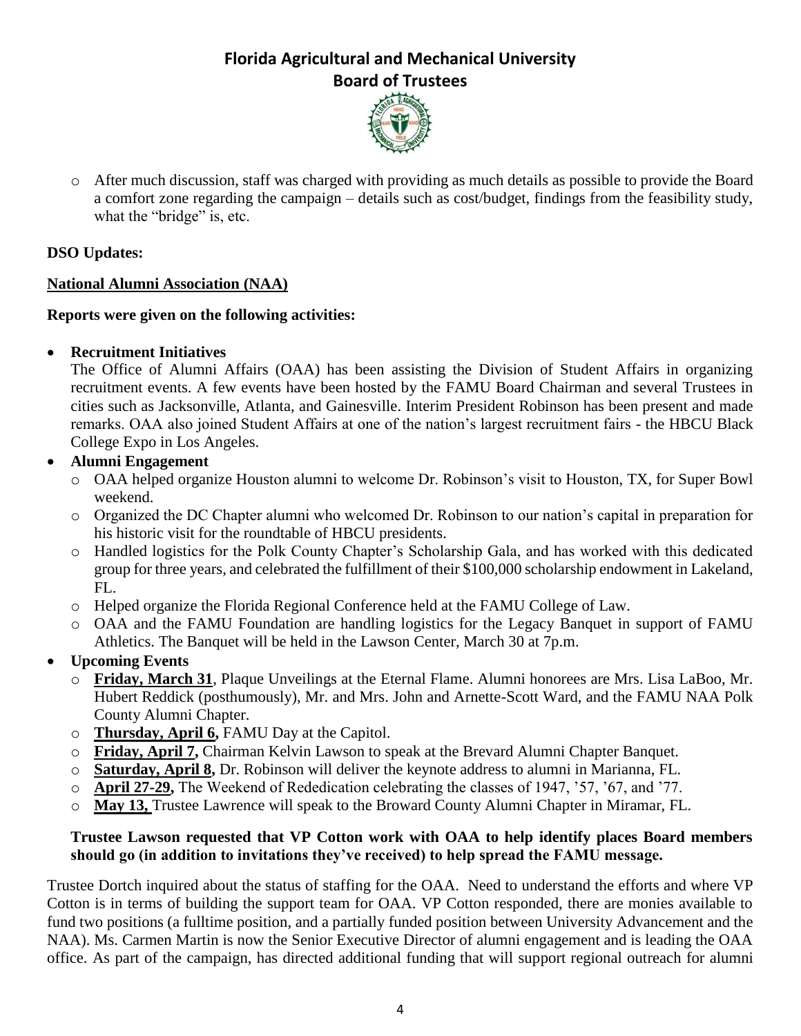- After much discussion, staff was charged with providing as much details as possible to provide the Board a comfort zone regarding the campaign – details such as cost/budget, findings from the feasibility study, what the "bridge" is, etc.

**DSO Updates:**

**National Alumni Association (NAA)**

**Reports were given on the following activities:**

- **Recruitment Initiatives**
  The Office of Alumni Affairs (OAA) has been assisting the Division of Student Affairs in organizing recruitment events. A few events have been hosted by the FAMU Board Chairman and several Trustees in cities such as Jacksonville, Atlanta, and Gainesville. Interim President Robinson has been present and made remarks. OAA also joined Student Affairs at one of the nation's largest recruitment fairs - the HBCU Black College Expo in Los Angeles.
- **Alumni Engagement**
  - OAA helped organize Houston alumni to welcome Dr. Robinson's visit to Houston, TX, for Super Bowl weekend.
  - Organized the DC Chapter alumni who welcomed Dr. Robinson to our nation's capital in preparation for his historic visit for the roundtable of HBCU presidents.
  - Handled logistics for the Polk County Chapter's Scholarship Gala, and has worked with this dedicated group for three years, and celebrated the fulfillment of their $100,000 scholarship endowment in Lakeland, FL.
  - Helped organize the Florida Regional Conference held at the FAMU College of Law.
  - OAA and the FAMU Foundation are handling logistics for the Legacy Banquet in support of FAMU Athletics. The Banquet will be held in the Lawson Center, March 30 at 7p.m.
- **Upcoming Events**
  - **Friday, March 31**, Plaque Unveilings at the Eternal Flame. Alumni honorees are Mrs. Lisa LaBoo, Mr. Hubert Reddick (posthumously), Mr. and Mrs. John and Arnette-Scott Ward, and the FAMU NAA Polk County Alumni Chapter.
  - **Thursday, April 6,** FAMU Day at the Capitol.
  - **Friday, April 7,** Chairman Kelvin Lawson to speak at the Brevard Alumni Chapter Banquet.
  - **Saturday, April 8,** Dr. Robinson will deliver the keynote address to alumni in Marianna, FL.
  - **April 27-29,** The Weekend of Rededication celebrating the classes of 1947, '57, '67, and '77.
  - **May 13,** Trustee Lawrence will speak to the Broward County Alumni Chapter in Miramar, FL.

  **Trustee Lawson requested that VP Cotton work with OAA to help identify places Board members should go (in addition to invitations they've received) to help spread the FAMU message.**

Trustee Dortch inquired about the status of staffing for the OAA. Need to understand the efforts and where VP Cotton is in terms of building the support team for OAA. VP Cotton responded, there are monies available to fund two positions (a fulltime position, and a partially funded position between University Advancement and the NAA). Ms. Carmen Martin is now the Senior Executive Director of alumni engagement and is leading the OAA office. As part of the campaign, has directed additional funding that will support regional outreach for alumni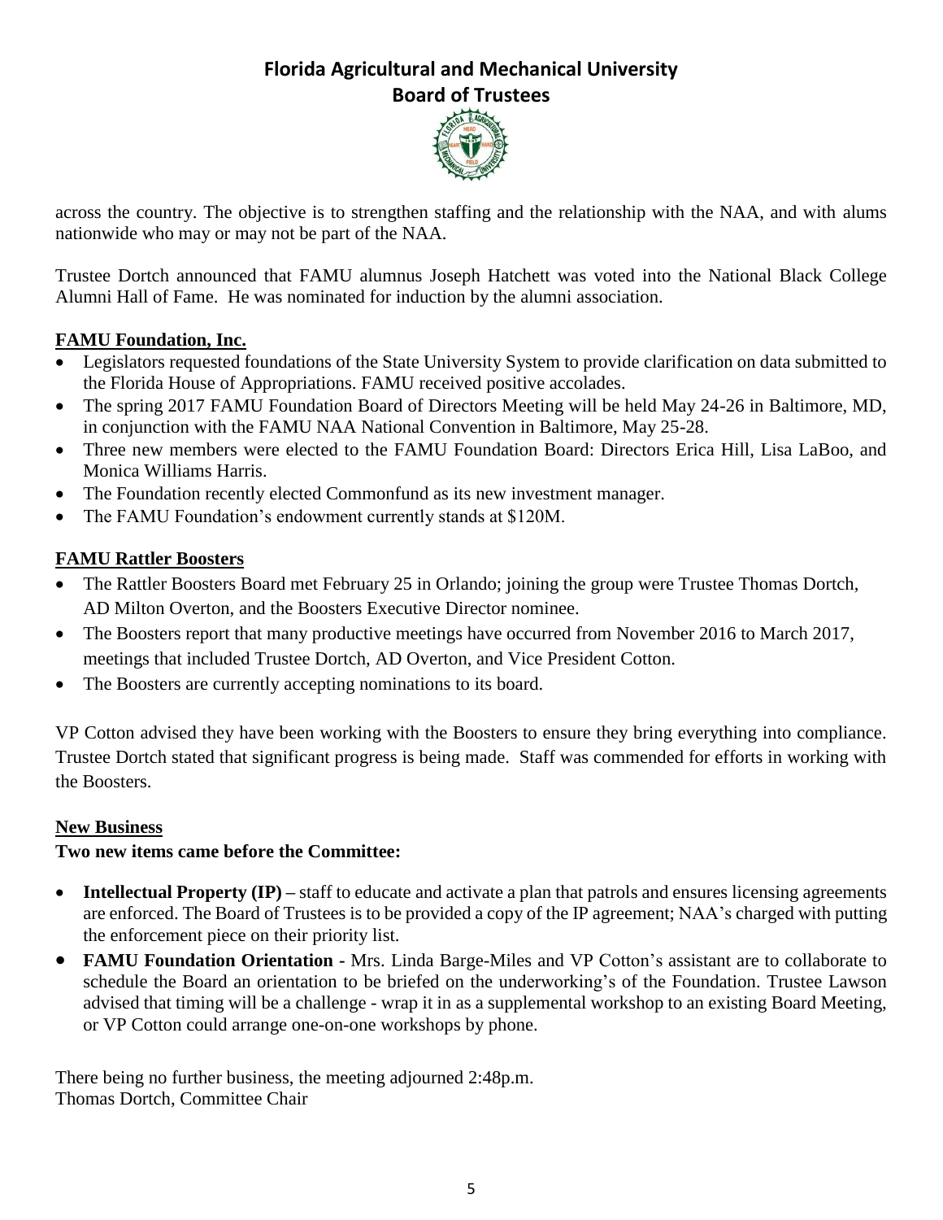across the country. The objective is to strengthen staffing and the relationship with the NAA, and with alums nationwide who may or may not be part of the NAA.

Trustee Dortch announced that FAMU alumnus Joseph Hatchett was voted into the National Black College Alumni Hall of Fame. He was nominated for induction by the alumni association.

**FAMU Foundation, Inc.**

- Legislators requested foundations of the State University System to provide clarification on data submitted to the Florida House of Appropriations. FAMU received positive accolades.
- The spring 2017 FAMU Foundation Board of Directors Meeting will be held May 24-26 in Baltimore, MD, in conjunction with the FAMU NAA National Convention in Baltimore, May 25-28.
- Three new members were elected to the FAMU Foundation Board: Directors Erica Hill, Lisa LaBoo, and Monica Williams Harris.
- The Foundation recently elected Commonfund as its new investment manager.
- The FAMU Foundation's endowment currently stands at $120M.

**FAMU Rattler Boosters**

- The Rattler Boosters Board met February 25 in Orlando; joining the group were Trustee Thomas Dortch, AD Milton Overton, and the Boosters Executive Director nominee.
- The Boosters report that many productive meetings have occurred from November 2016 to March 2017, meetings that included Trustee Dortch, AD Overton, and Vice President Cotton.
- The Boosters are currently accepting nominations to its board.

VP Cotton advised they have been working with the Boosters to ensure they bring everything into compliance. Trustee Dortch stated that significant progress is being made. Staff was commended for efforts in working with the Boosters.

**New Business**

**Two new items came before the Committee:**

- **Intellectual Property (IP) –** staff to educate and activate a plan that patrols and ensures licensing agreements are enforced. The Board of Trustees is to be provided a copy of the IP agreement; NAA's charged with putting the enforcement piece on their priority list.
- **FAMU Foundation Orientation** - Mrs. Linda Barge-Miles and VP Cotton's assistant are to collaborate to schedule the Board an orientation to be briefed on the underworking's of the Foundation. Trustee Lawson advised that timing will be a challenge - wrap it in as a supplemental workshop to an existing Board Meeting, or VP Cotton could arrange one-on-one workshops by phone.

There being no further business, the meeting adjourned 2:48p.m.
Thomas Dortch, Committee Chair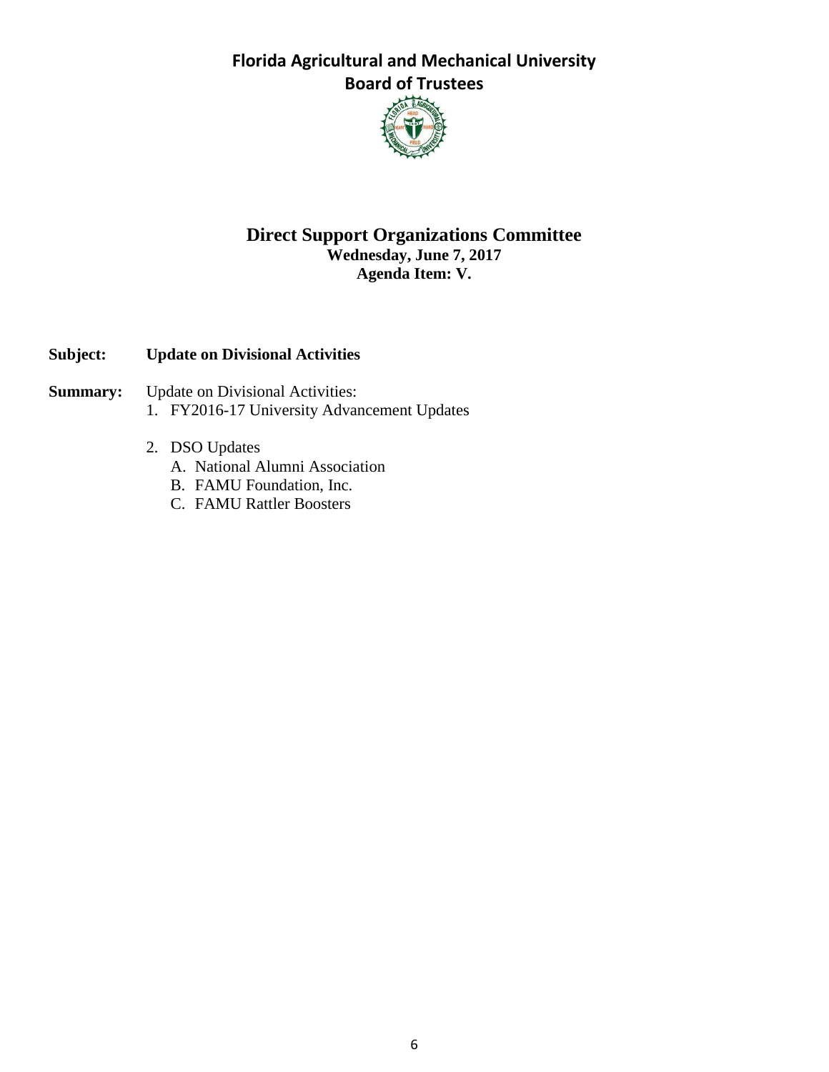# Florida Agricultural and Mechanical University
## Board of Trustees

## Direct Support Organizations Committee
**Wednesday, June 7, 2017**
**Agenda Item: V.**

**Subject:** **Update on Divisional Activities**

**Summary:** Update on Divisional Activities:

1. FY2016-17 University Advancement Updates

2. DSO Updates
   - A. National Alumni Association
   - B. FAMU Foundation, Inc.
   - C. FAMU Rattler Boosters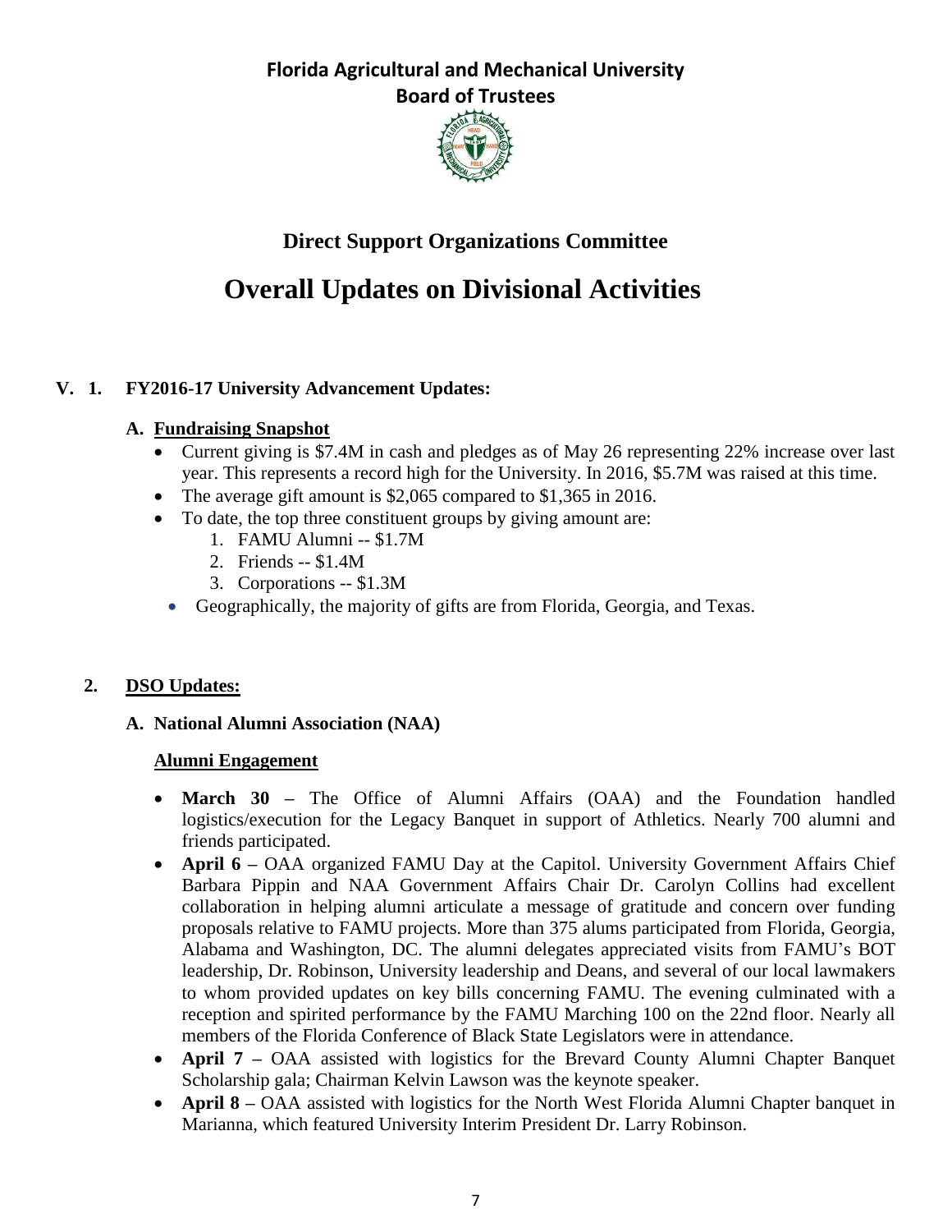**Florida Agricultural and Mechanical University**
**Board of Trustees**

## Direct Support Organizations Committee

# Overall Updates on Divisional Activities

**V. 1. FY2016-17 University Advancement Updates:**

**A. Fundraising Snapshot**

- Current giving is $7.4M in cash and pledges as of May 26 representing 22% increase over last year. This represents a record high for the University. In 2016, $5.7M was raised at this time.
- The average gift amount is $2,065 compared to $1,365 in 2016.
- To date, the top three constituent groups by giving amount are:
  1. FAMU Alumni -- $1.7M
  2. Friends -- $1.4M
  3. Corporations -- $1.3M
- Geographically, the majority of gifts are from Florida, Georgia, and Texas.

**2. DSO Updates:**

**A. National Alumni Association (NAA)**

**Alumni Engagement**

- **March 30 –** The Office of Alumni Affairs (OAA) and the Foundation handled logistics/execution for the Legacy Banquet in support of Athletics. Nearly 700 alumni and friends participated.
- **April 6 –** OAA organized FAMU Day at the Capitol. University Government Affairs Chief Barbara Pippin and NAA Government Affairs Chair Dr. Carolyn Collins had excellent collaboration in helping alumni articulate a message of gratitude and concern over funding proposals relative to FAMU projects. More than 375 alums participated from Florida, Georgia, Alabama and Washington, DC. The alumni delegates appreciated visits from FAMU's BOT leadership, Dr. Robinson, University leadership and Deans, and several of our local lawmakers to whom provided updates on key bills concerning FAMU. The evening culminated with a reception and spirited performance by the FAMU Marching 100 on the 22nd floor. Nearly all members of the Florida Conference of Black State Legislators were in attendance.
- **April 7 –** OAA assisted with logistics for the Brevard County Alumni Chapter Banquet Scholarship gala; Chairman Kelvin Lawson was the keynote speaker.
- **April 8 –** OAA assisted with logistics for the North West Florida Alumni Chapter banquet in Marianna, which featured University Interim President Dr. Larry Robinson.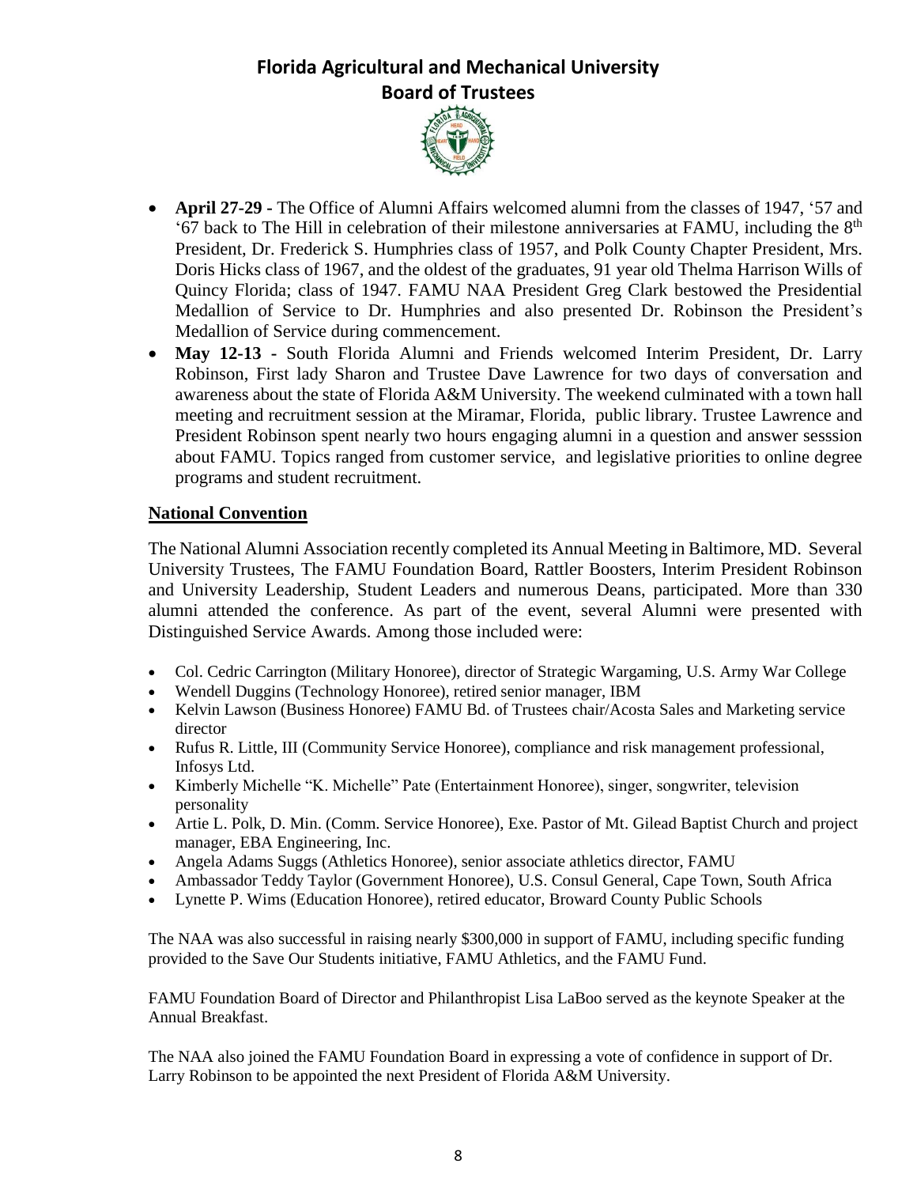- **April 27-29 -** The Office of Alumni Affairs welcomed alumni from the classes of 1947, '57 and '67 back to The Hill in celebration of their milestone anniversaries at FAMU, including the 8th President, Dr. Frederick S. Humphries class of 1957, and Polk County Chapter President, Mrs. Doris Hicks class of 1967, and the oldest of the graduates, 91 year old Thelma Harrison Wills of Quincy Florida; class of 1947. FAMU NAA President Greg Clark bestowed the Presidential Medallion of Service to Dr. Humphries and also presented Dr. Robinson the President's Medallion of Service during commencement.
- **May 12-13 -** South Florida Alumni and Friends welcomed Interim President, Dr. Larry Robinson, First lady Sharon and Trustee Dave Lawrence for two days of conversation and awareness about the state of Florida A&M University. The weekend culminated with a town hall meeting and recruitment session at the Miramar, Florida, public library. Trustee Lawrence and President Robinson spent nearly two hours engaging alumni in a question and answer sesssion about FAMU. Topics ranged from customer service, and legislative priorities to online degree programs and student recruitment.

## National Convention

The National Alumni Association recently completed its Annual Meeting in Baltimore, MD. Several University Trustees, The FAMU Foundation Board, Rattler Boosters, Interim President Robinson and University Leadership, Student Leaders and numerous Deans, participated. More than 330 alumni attended the conference. As part of the event, several Alumni were presented with Distinguished Service Awards. Among those included were:

- Col. Cedric Carrington (Military Honoree), director of Strategic Wargaming, U.S. Army War College
- Wendell Duggins (Technology Honoree), retired senior manager, IBM
- Kelvin Lawson (Business Honoree) FAMU Bd. of Trustees chair/Acosta Sales and Marketing service director
- Rufus R. Little, III (Community Service Honoree), compliance and risk management professional, Infosys Ltd.
- Kimberly Michelle "K. Michelle" Pate (Entertainment Honoree), singer, songwriter, television personality
- Artie L. Polk, D. Min. (Comm. Service Honoree), Exe. Pastor of Mt. Gilead Baptist Church and project manager, EBA Engineering, Inc.
- Angela Adams Suggs (Athletics Honoree), senior associate athletics director, FAMU
- Ambassador Teddy Taylor (Government Honoree), U.S. Consul General, Cape Town, South Africa
- Lynette P. Wims (Education Honoree), retired educator, Broward County Public Schools

The NAA was also successful in raising nearly $300,000 in support of FAMU, including specific funding provided to the Save Our Students initiative, FAMU Athletics, and the FAMU Fund.

FAMU Foundation Board of Director and Philanthropist Lisa LaBoo served as the keynote Speaker at the Annual Breakfast.

The NAA also joined the FAMU Foundation Board in expressing a vote of confidence in support of Dr. Larry Robinson to be appointed the next President of Florida A&M University.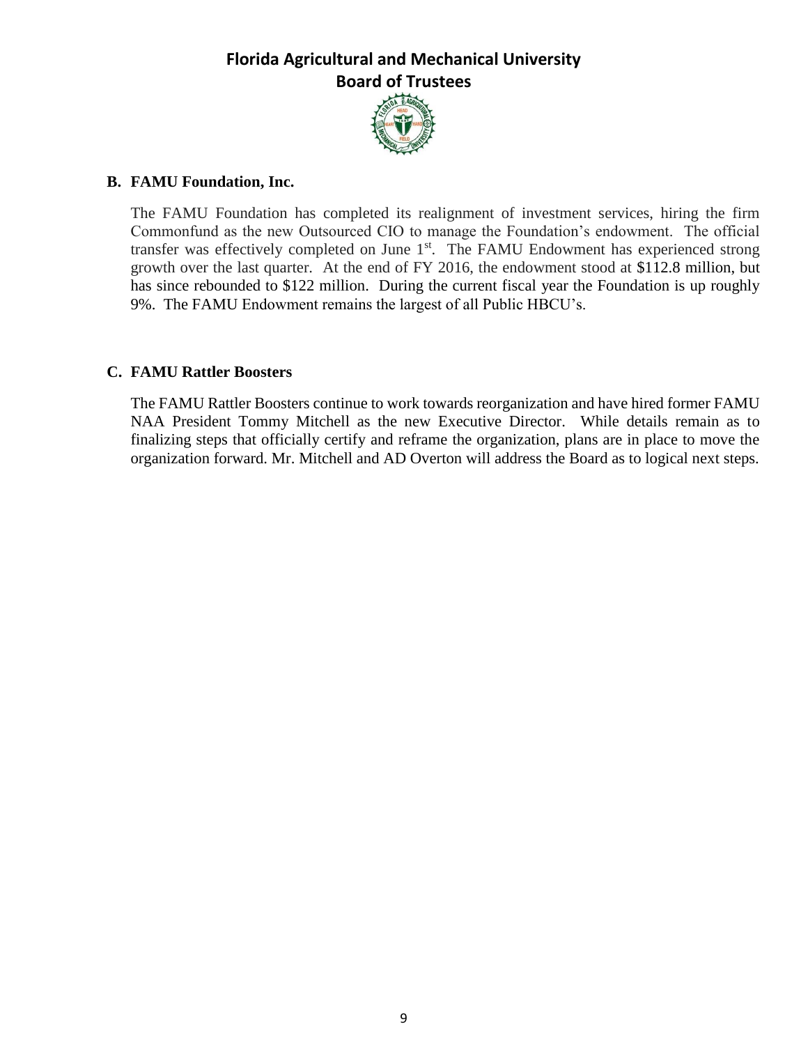### B. FAMU Foundation, Inc.

The FAMU Foundation has completed its realignment of investment services, hiring the firm Commonfund as the new Outsourced CIO to manage the Foundation's endowment. The official transfer was effectively completed on June 1st. The FAMU Endowment has experienced strong growth over the last quarter. At the end of FY 2016, the endowment stood at $112.8 million, but has since rebounded to $122 million. During the current fiscal year the Foundation is up roughly 9%. The FAMU Endowment remains the largest of all Public HBCU's.

### C. FAMU Rattler Boosters

The FAMU Rattler Boosters continue to work towards reorganization and have hired former FAMU NAA President Tommy Mitchell as the new Executive Director. While details remain as to finalizing steps that officially certify and reframe the organization, plans are in place to move the organization forward. Mr. Mitchell and AD Overton will address the Board as to logical next steps.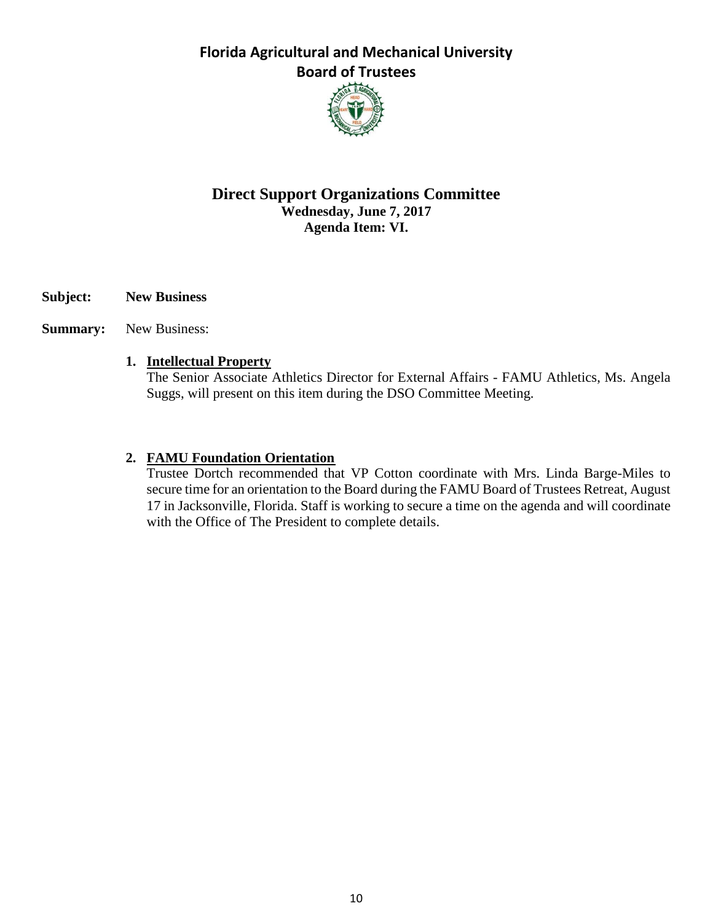# Florida Agricultural and Mechanical University
## Board of Trustees

## Direct Support Organizations Committee
**Wednesday, June 7, 2017**
**Agenda Item: VI.**

**Subject:** **New Business**

**Summary:** New Business:

1. **Intellectual Property**
   The Senior Associate Athletics Director for External Affairs - FAMU Athletics, Ms. Angela Suggs, will present on this item during the DSO Committee Meeting.

2. **FAMU Foundation Orientation**
   Trustee Dortch recommended that VP Cotton coordinate with Mrs. Linda Barge-Miles to secure time for an orientation to the Board during the FAMU Board of Trustees Retreat, August 17 in Jacksonville, Florida. Staff is working to secure a time on the agenda and will coordinate with the Office of The President to complete details.